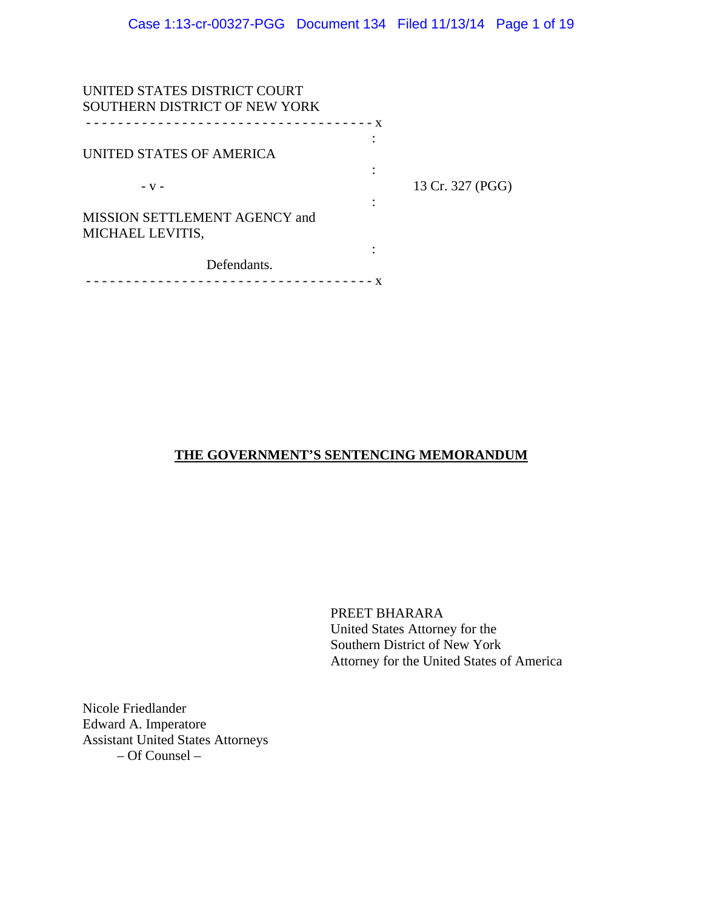UNITED STATES DISTRICT COURT
SOUTHERN DISTRICT OF NEW YORK

- - - - - - - - - - - - - - - - - - - - - - - - - - - - - - - - - - - x

UNITED STATES OF AMERICA

- v -

13 Cr. 327 (PGG)

MISSION SETTLEMENT AGENCY and
MICHAEL LEVITIS,

Defendants.

- - - - - - - - - - - - - - - - - - - - - - - - - - - - - - - - - - - x

## THE GOVERNMENT'S SENTENCING MEMORANDUM

PREET BHARARA
United States Attorney for the
Southern District of New York
Attorney for the United States of America

Nicole Friedlander
Edward A. Imperatore
Assistant United States Attorneys
– Of Counsel –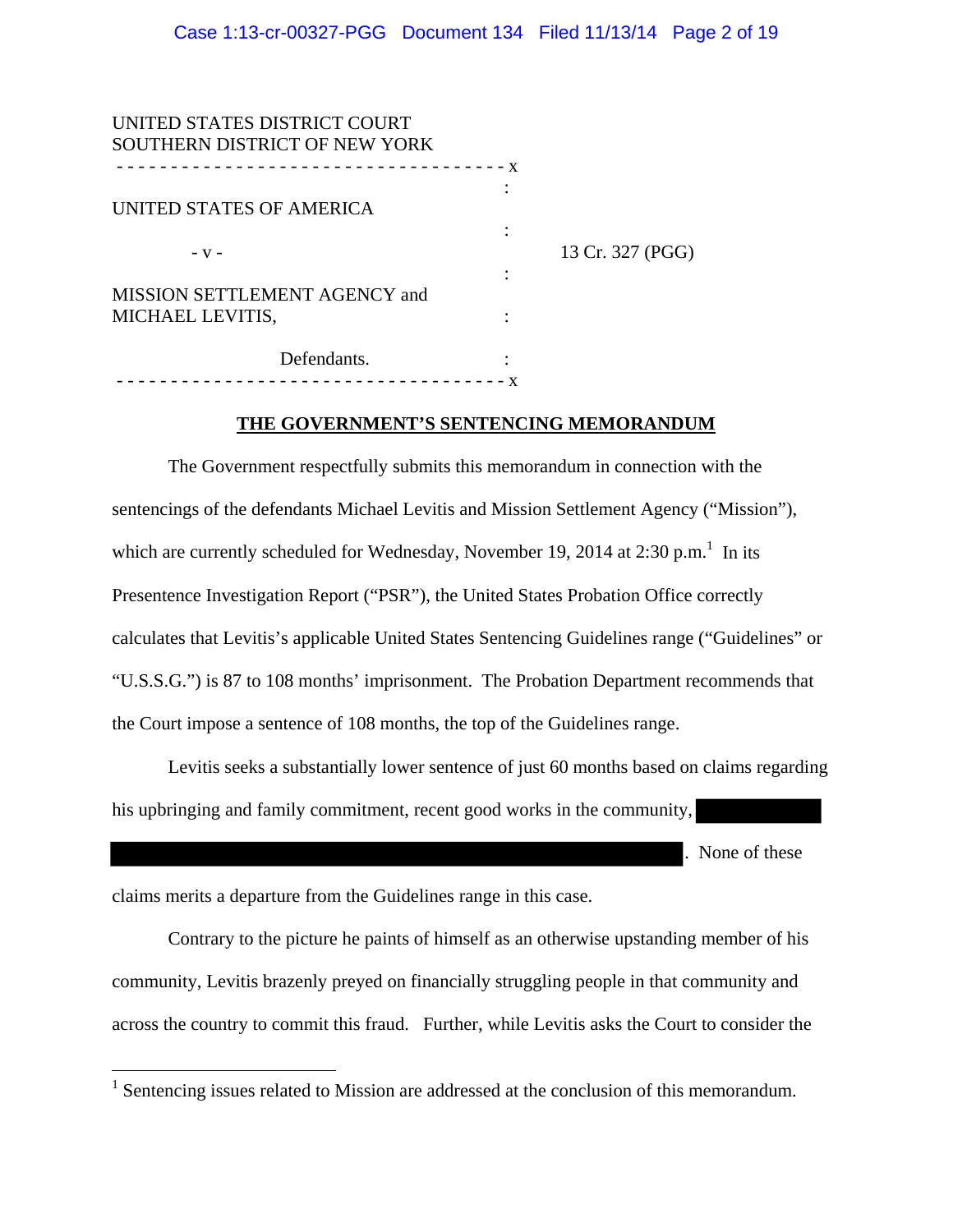UNITED STATES DISTRICT COURT
SOUTHERN DISTRICT OF NEW YORK

- - - - - - - - - - - - - - - - - - - - - - - - - - - - - - - - - - - x

UNITED STATES OF AMERICA

- v -

13 Cr. 327 (PGG)

MISSION SETTLEMENT AGENCY and
MICHAEL LEVITIS,

Defendants.

- - - - - - - - - - - - - - - - - - - - - - - - - - - - - - - - - - - x

**THE GOVERNMENT'S SENTENCING MEMORANDUM**

The Government respectfully submits this memorandum in connection with the sentencings of the defendants Michael Levitis and Mission Settlement Agency ("Mission"), which are currently scheduled for Wednesday, November 19, 2014 at 2:30 p.m.[1] In its Presentence Investigation Report ("PSR"), the United States Probation Office correctly calculates that Levitis's applicable United States Sentencing Guidelines range ("Guidelines" or "U.S.S.G.") is 87 to 108 months' imprisonment. The Probation Department recommends that the Court impose a sentence of 108 months, the top of the Guidelines range.

Levitis seeks a substantially lower sentence of just 60 months based on claims regarding his upbringing and family commitment, recent good works in the community, [REDACTED] [REDACTED]. None of these claims merits a departure from the Guidelines range in this case.

Contrary to the picture he paints of himself as an otherwise upstanding member of his community, Levitis brazenly preyed on financially struggling people in that community and across the country to commit this fraud. Further, while Levitis asks the Court to consider the

[1] Sentencing issues related to Mission are addressed at the conclusion of this memorandum.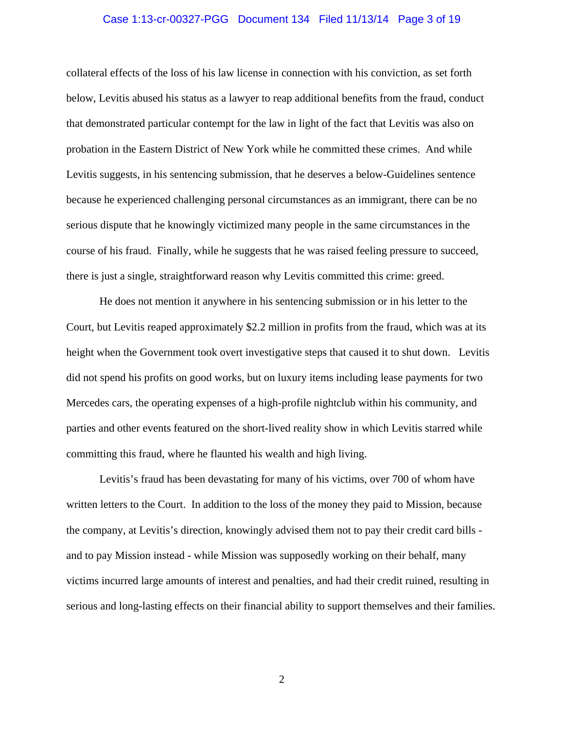collateral effects of the loss of his law license in connection with his conviction, as set forth below, Levitis abused his status as a lawyer to reap additional benefits from the fraud, conduct that demonstrated particular contempt for the law in light of the fact that Levitis was also on probation in the Eastern District of New York while he committed these crimes. And while Levitis suggests, in his sentencing submission, that he deserves a below-Guidelines sentence because he experienced challenging personal circumstances as an immigrant, there can be no serious dispute that he knowingly victimized many people in the same circumstances in the course of his fraud. Finally, while he suggests that he was raised feeling pressure to succeed, there is just a single, straightforward reason why Levitis committed this crime: greed.

He does not mention it anywhere in his sentencing submission or in his letter to the Court, but Levitis reaped approximately $2.2 million in profits from the fraud, which was at its height when the Government took overt investigative steps that caused it to shut down. Levitis did not spend his profits on good works, but on luxury items including lease payments for two Mercedes cars, the operating expenses of a high-profile nightclub within his community, and parties and other events featured on the short-lived reality show in which Levitis starred while committing this fraud, where he flaunted his wealth and high living.

Levitis's fraud has been devastating for many of his victims, over 700 of whom have written letters to the Court. In addition to the loss of the money they paid to Mission, because the company, at Levitis's direction, knowingly advised them not to pay their credit card bills - and to pay Mission instead - while Mission was supposedly working on their behalf, many victims incurred large amounts of interest and penalties, and had their credit ruined, resulting in serious and long-lasting effects on their financial ability to support themselves and their families.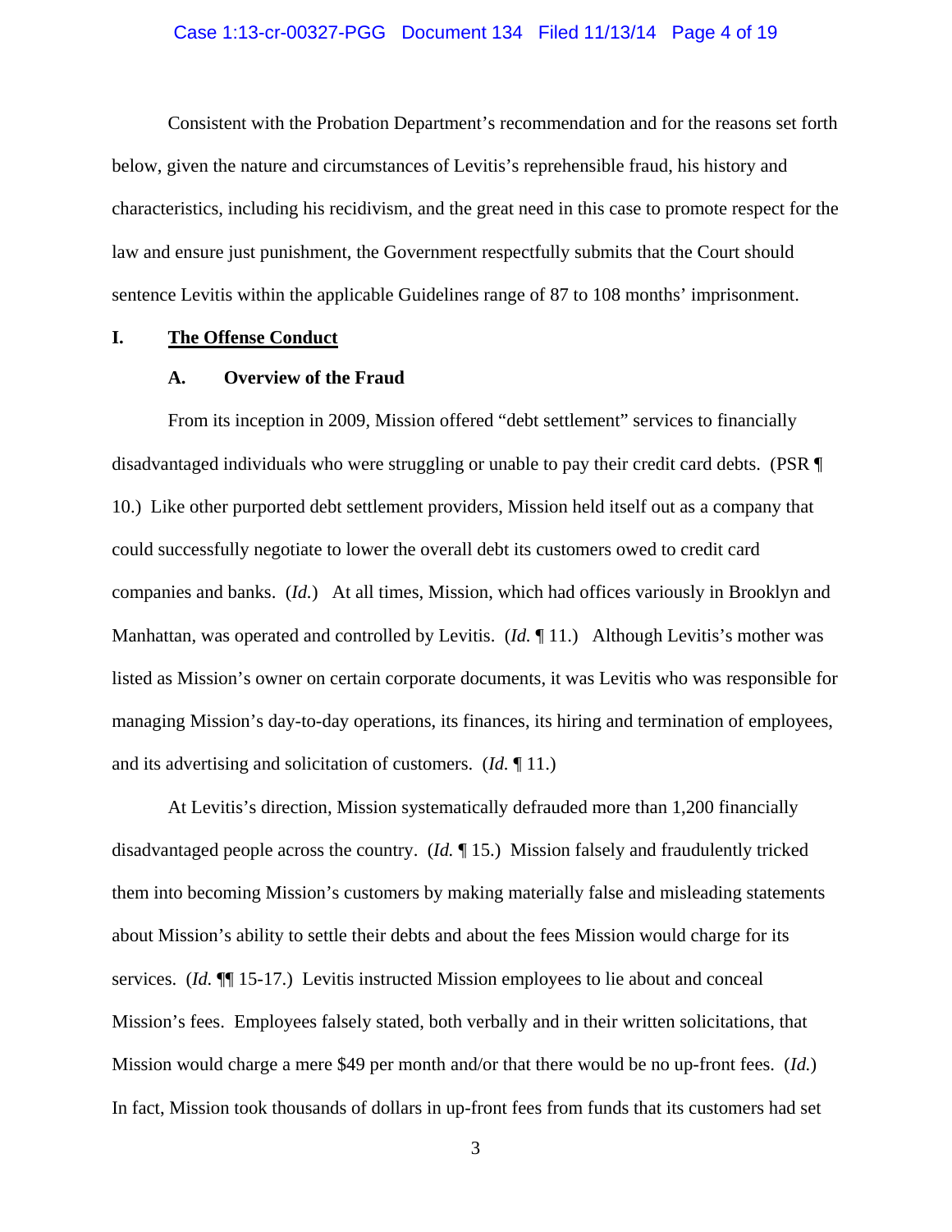Consistent with the Probation Department's recommendation and for the reasons set forth below, given the nature and circumstances of Levitis's reprehensible fraud, his history and characteristics, including his recidivism, and the great need in this case to promote respect for the law and ensure just punishment, the Government respectfully submits that the Court should sentence Levitis within the applicable Guidelines range of 87 to 108 months' imprisonment.

## I. The Offense Conduct

### A. Overview of the Fraud

From its inception in 2009, Mission offered "debt settlement" services to financially disadvantaged individuals who were struggling or unable to pay their credit card debts. (PSR ¶ 10.) Like other purported debt settlement providers, Mission held itself out as a company that could successfully negotiate to lower the overall debt its customers owed to credit card companies and banks. (*Id.*) At all times, Mission, which had offices variously in Brooklyn and Manhattan, was operated and controlled by Levitis. (*Id.* ¶ 11.) Although Levitis's mother was listed as Mission's owner on certain corporate documents, it was Levitis who was responsible for managing Mission's day-to-day operations, its finances, its hiring and termination of employees, and its advertising and solicitation of customers. (*Id.* ¶ 11.)

At Levitis's direction, Mission systematically defrauded more than 1,200 financially disadvantaged people across the country. (*Id.* ¶ 15.) Mission falsely and fraudulently tricked them into becoming Mission's customers by making materially false and misleading statements about Mission's ability to settle their debts and about the fees Mission would charge for its services. (*Id.* ¶¶ 15-17.) Levitis instructed Mission employees to lie about and conceal Mission's fees. Employees falsely stated, both verbally and in their written solicitations, that Mission would charge a mere $49 per month and/or that there would be no up-front fees. (*Id.*) In fact, Mission took thousands of dollars in up-front fees from funds that its customers had set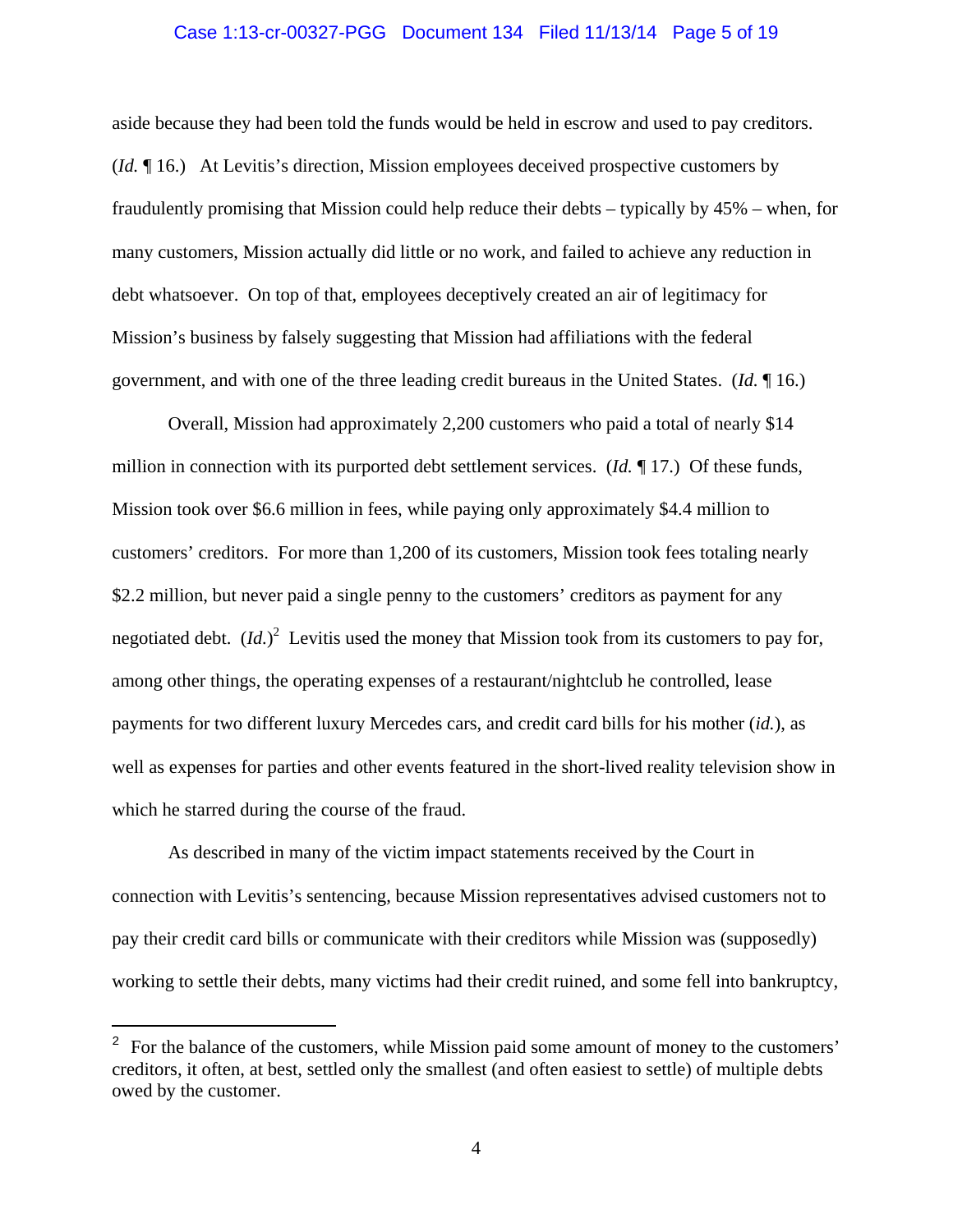aside because they had been told the funds would be held in escrow and used to pay creditors. (*Id.* ¶ 16.) At Levitis's direction, Mission employees deceived prospective customers by fraudulently promising that Mission could help reduce their debts – typically by 45% – when, for many customers, Mission actually did little or no work, and failed to achieve any reduction in debt whatsoever. On top of that, employees deceptively created an air of legitimacy for Mission's business by falsely suggesting that Mission had affiliations with the federal government, and with one of the three leading credit bureaus in the United States. (*Id.* ¶ 16.)

Overall, Mission had approximately 2,200 customers who paid a total of nearly $14 million in connection with its purported debt settlement services. (*Id.* ¶ 17.) Of these funds, Mission took over $6.6 million in fees, while paying only approximately $4.4 million to customers' creditors. For more than 1,200 of its customers, Mission took fees totaling nearly $2.2 million, but never paid a single penny to the customers' creditors as payment for any negotiated debt. (*Id.*)[2] Levitis used the money that Mission took from its customers to pay for, among other things, the operating expenses of a restaurant/nightclub he controlled, lease payments for two different luxury Mercedes cars, and credit card bills for his mother (*id.*), as well as expenses for parties and other events featured in the short-lived reality television show in which he starred during the course of the fraud.

As described in many of the victim impact statements received by the Court in connection with Levitis's sentencing, because Mission representatives advised customers not to pay their credit card bills or communicate with their creditors while Mission was (supposedly) working to settle their debts, many victims had their credit ruined, and some fell into bankruptcy,

---

[2] For the balance of the customers, while Mission paid some amount of money to the customers' creditors, it often, at best, settled only the smallest (and often easiest to settle) of multiple debts owed by the customer.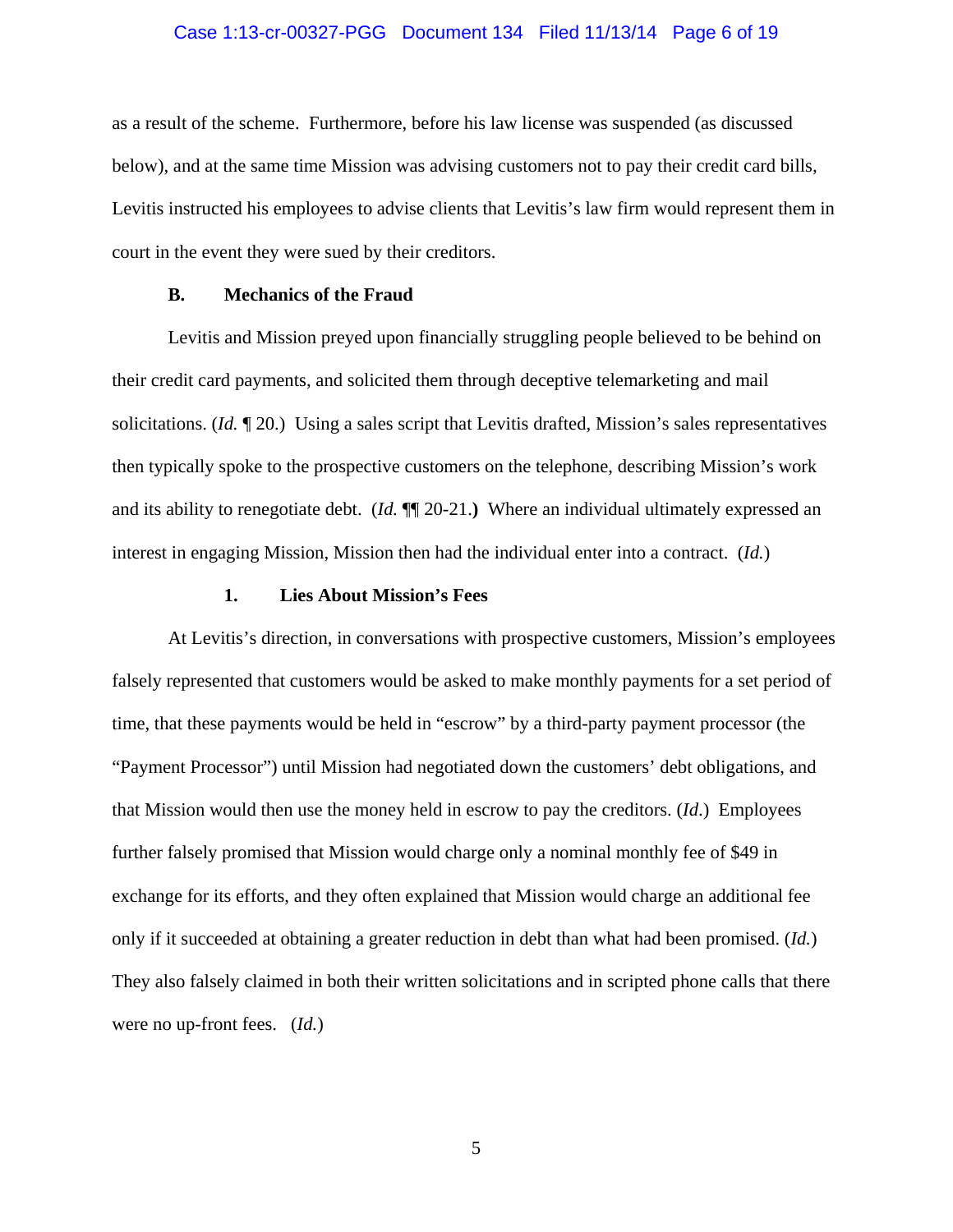as a result of the scheme. Furthermore, before his law license was suspended (as discussed below), and at the same time Mission was advising customers not to pay their credit card bills, Levitis instructed his employees to advise clients that Levitis's law firm would represent them in court in the event they were sued by their creditors.

### B. Mechanics of the Fraud

Levitis and Mission preyed upon financially struggling people believed to be behind on their credit card payments, and solicited them through deceptive telemarketing and mail solicitations. (*Id.* ¶ 20.) Using a sales script that Levitis drafted, Mission's sales representatives then typically spoke to the prospective customers on the telephone, describing Mission's work and its ability to renegotiate debt. (*Id.* ¶¶ 20-21.**)** Where an individual ultimately expressed an interest in engaging Mission, Mission then had the individual enter into a contract. (*Id.*)

#### 1. Lies About Mission's Fees

At Levitis's direction, in conversations with prospective customers, Mission's employees falsely represented that customers would be asked to make monthly payments for a set period of time, that these payments would be held in "escrow" by a third-party payment processor (the "Payment Processor") until Mission had negotiated down the customers' debt obligations, and that Mission would then use the money held in escrow to pay the creditors. (*Id.*) Employees further falsely promised that Mission would charge only a nominal monthly fee of $49 in exchange for its efforts, and they often explained that Mission would charge an additional fee only if it succeeded at obtaining a greater reduction in debt than what had been promised. (*Id.*) They also falsely claimed in both their written solicitations and in scripted phone calls that there were no up-front fees. (*Id.*)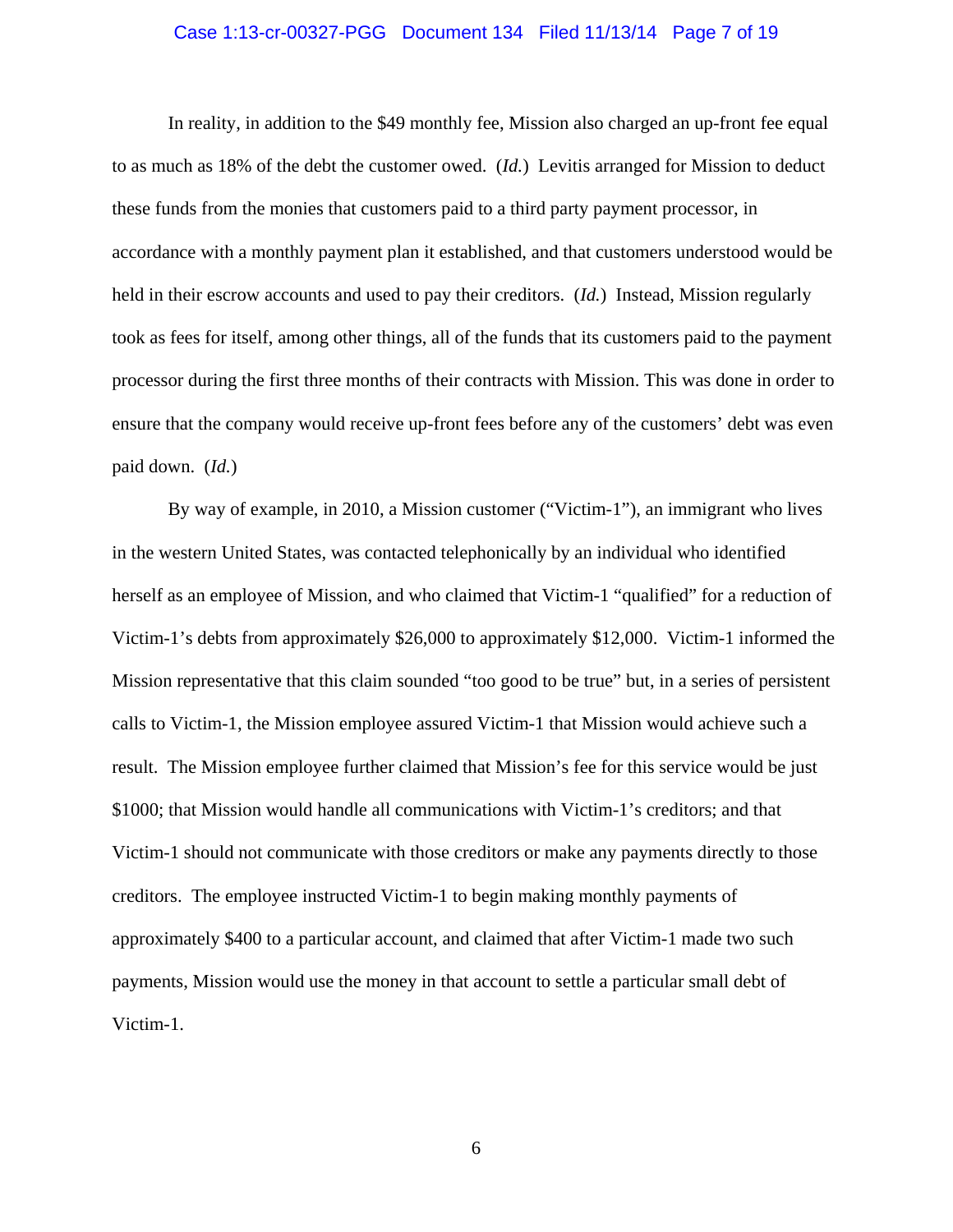In reality, in addition to the $49 monthly fee, Mission also charged an up-front fee equal to as much as 18% of the debt the customer owed. (*Id.*) Levitis arranged for Mission to deduct these funds from the monies that customers paid to a third party payment processor, in accordance with a monthly payment plan it established, and that customers understood would be held in their escrow accounts and used to pay their creditors. (*Id.*) Instead, Mission regularly took as fees for itself, among other things, all of the funds that its customers paid to the payment processor during the first three months of their contracts with Mission. This was done in order to ensure that the company would receive up-front fees before any of the customers' debt was even paid down. (*Id.*)

By way of example, in 2010, a Mission customer ("Victim-1"), an immigrant who lives in the western United States, was contacted telephonically by an individual who identified herself as an employee of Mission, and who claimed that Victim-1 "qualified" for a reduction of Victim-1's debts from approximately $26,000 to approximately $12,000. Victim-1 informed the Mission representative that this claim sounded "too good to be true" but, in a series of persistent calls to Victim-1, the Mission employee assured Victim-1 that Mission would achieve such a result. The Mission employee further claimed that Mission's fee for this service would be just $1000; that Mission would handle all communications with Victim-1's creditors; and that Victim-1 should not communicate with those creditors or make any payments directly to those creditors. The employee instructed Victim-1 to begin making monthly payments of approximately $400 to a particular account, and claimed that after Victim-1 made two such payments, Mission would use the money in that account to settle a particular small debt of Victim-1.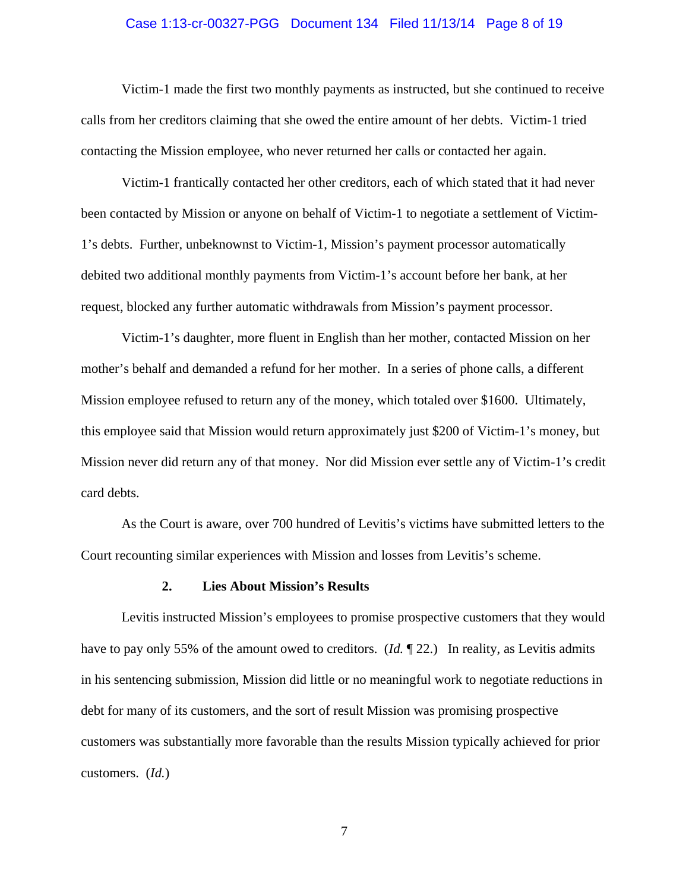Victim-1 made the first two monthly payments as instructed, but she continued to receive calls from her creditors claiming that she owed the entire amount of her debts. Victim-1 tried contacting the Mission employee, who never returned her calls or contacted her again.

Victim-1 frantically contacted her other creditors, each of which stated that it had never been contacted by Mission or anyone on behalf of Victim-1 to negotiate a settlement of Victim-1's debts. Further, unbeknownst to Victim-1, Mission's payment processor automatically debited two additional monthly payments from Victim-1's account before her bank, at her request, blocked any further automatic withdrawals from Mission's payment processor.

Victim-1's daughter, more fluent in English than her mother, contacted Mission on her mother's behalf and demanded a refund for her mother. In a series of phone calls, a different Mission employee refused to return any of the money, which totaled over $1600. Ultimately, this employee said that Mission would return approximately just $200 of Victim-1's money, but Mission never did return any of that money. Nor did Mission ever settle any of Victim-1's credit card debts.

As the Court is aware, over 700 hundred of Levitis's victims have submitted letters to the Court recounting similar experiences with Mission and losses from Levitis's scheme.

### 2. Lies About Mission's Results

Levitis instructed Mission's employees to promise prospective customers that they would have to pay only 55% of the amount owed to creditors. (*Id.* ¶ 22.) In reality, as Levitis admits in his sentencing submission, Mission did little or no meaningful work to negotiate reductions in debt for many of its customers, and the sort of result Mission was promising prospective customers was substantially more favorable than the results Mission typically achieved for prior customers. (*Id.*)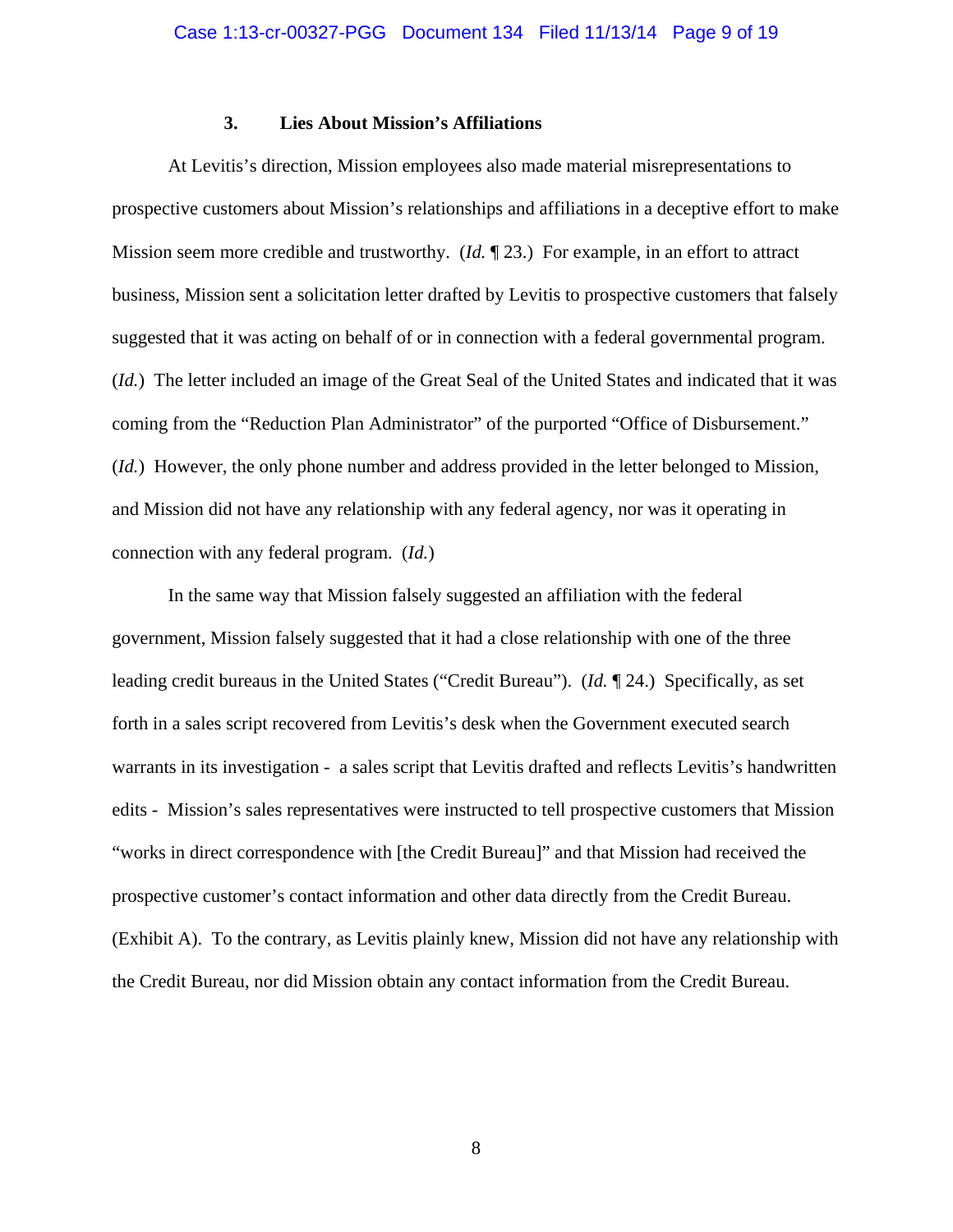### 3. Lies About Mission's Affiliations

At Levitis's direction, Mission employees also made material misrepresentations to prospective customers about Mission's relationships and affiliations in a deceptive effort to make Mission seem more credible and trustworthy. (*Id.* ¶ 23.) For example, in an effort to attract business, Mission sent a solicitation letter drafted by Levitis to prospective customers that falsely suggested that it was acting on behalf of or in connection with a federal governmental program. (*Id.*) The letter included an image of the Great Seal of the United States and indicated that it was coming from the "Reduction Plan Administrator" of the purported "Office of Disbursement." (*Id.*) However, the only phone number and address provided in the letter belonged to Mission, and Mission did not have any relationship with any federal agency, nor was it operating in connection with any federal program. (*Id.*)

In the same way that Mission falsely suggested an affiliation with the federal government, Mission falsely suggested that it had a close relationship with one of the three leading credit bureaus in the United States ("Credit Bureau"). (*Id.* ¶ 24.) Specifically, as set forth in a sales script recovered from Levitis's desk when the Government executed search warrants in its investigation - a sales script that Levitis drafted and reflects Levitis's handwritten edits - Mission's sales representatives were instructed to tell prospective customers that Mission "works in direct correspondence with [the Credit Bureau]" and that Mission had received the prospective customer's contact information and other data directly from the Credit Bureau. (Exhibit A). To the contrary, as Levitis plainly knew, Mission did not have any relationship with the Credit Bureau, nor did Mission obtain any contact information from the Credit Bureau.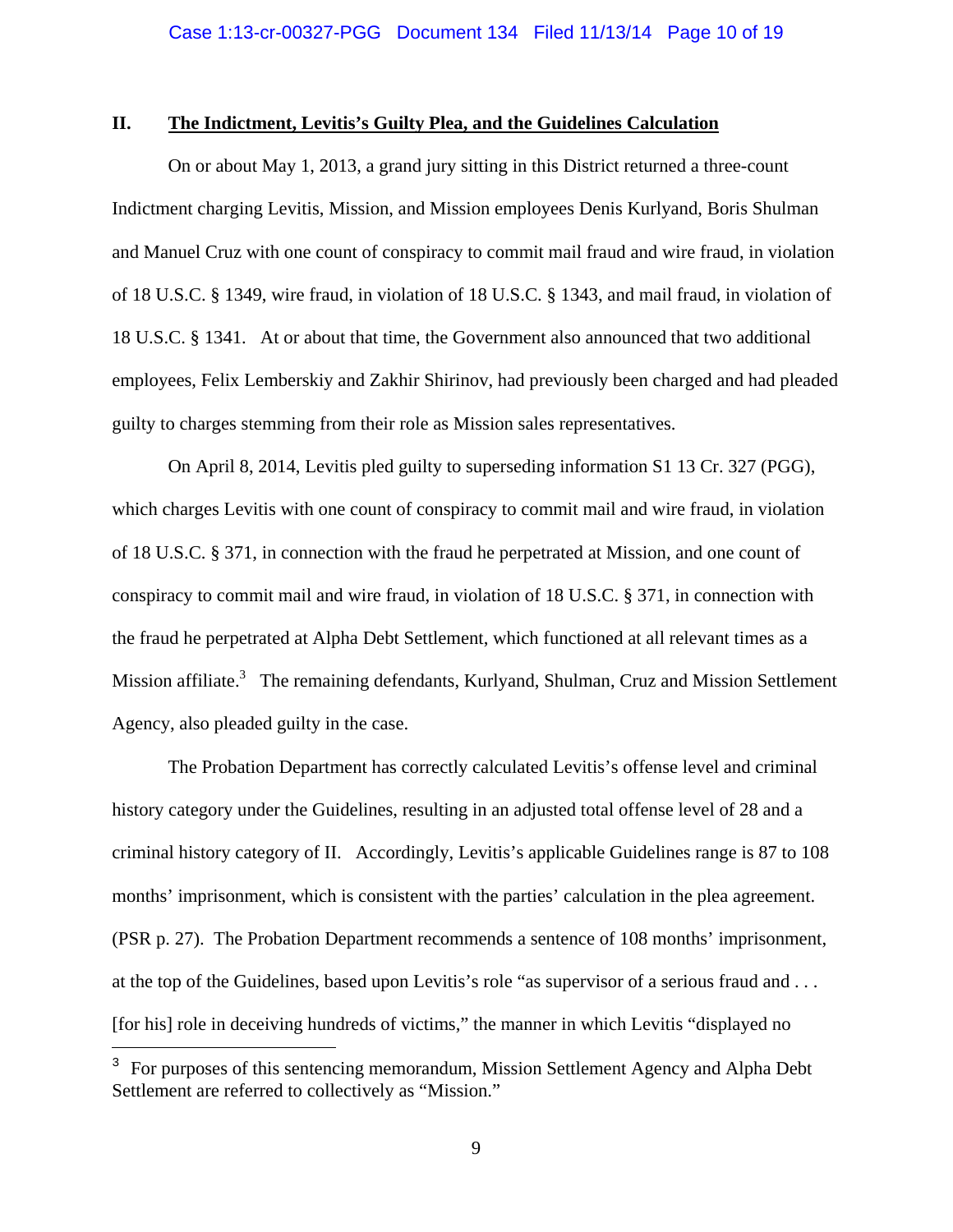## II. The Indictment, Levitis's Guilty Plea, and the Guidelines Calculation

On or about May 1, 2013, a grand jury sitting in this District returned a three-count Indictment charging Levitis, Mission, and Mission employees Denis Kurlyand, Boris Shulman and Manuel Cruz with one count of conspiracy to commit mail fraud and wire fraud, in violation of 18 U.S.C. § 1349, wire fraud, in violation of 18 U.S.C. § 1343, and mail fraud, in violation of 18 U.S.C. § 1341. At or about that time, the Government also announced that two additional employees, Felix Lemberskiy and Zakhir Shirinov, had previously been charged and had pleaded guilty to charges stemming from their role as Mission sales representatives.

On April 8, 2014, Levitis pled guilty to superseding information S1 13 Cr. 327 (PGG), which charges Levitis with one count of conspiracy to commit mail and wire fraud, in violation of 18 U.S.C. § 371, in connection with the fraud he perpetrated at Mission, and one count of conspiracy to commit mail and wire fraud, in violation of 18 U.S.C. § 371, in connection with the fraud he perpetrated at Alpha Debt Settlement, which functioned at all relevant times as a Mission affiliate.[3] The remaining defendants, Kurlyand, Shulman, Cruz and Mission Settlement Agency, also pleaded guilty in the case.

The Probation Department has correctly calculated Levitis's offense level and criminal history category under the Guidelines, resulting in an adjusted total offense level of 28 and a criminal history category of II. Accordingly, Levitis's applicable Guidelines range is 87 to 108 months' imprisonment, which is consistent with the parties' calculation in the plea agreement. (PSR p. 27). The Probation Department recommends a sentence of 108 months' imprisonment, at the top of the Guidelines, based upon Levitis's role "as supervisor of a serious fraud and . . . [for his] role in deceiving hundreds of victims," the manner in which Levitis "displayed no

[3] For purposes of this sentencing memorandum, Mission Settlement Agency and Alpha Debt Settlement are referred to collectively as "Mission."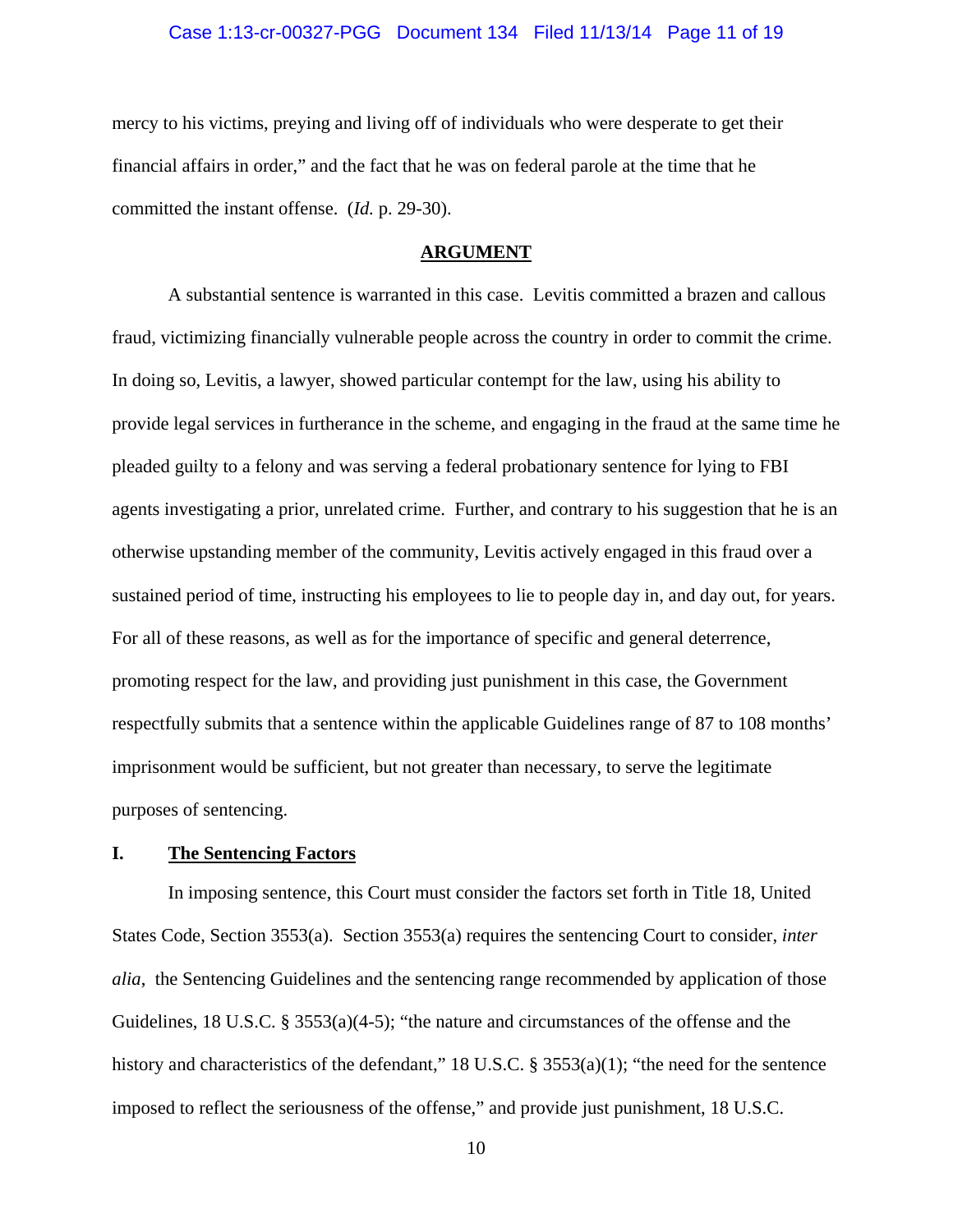mercy to his victims, preying and living off of individuals who were desperate to get their financial affairs in order," and the fact that he was on federal parole at the time that he committed the instant offense. (*Id.* p. 29-30).

## **ARGUMENT**

A substantial sentence is warranted in this case. Levitis committed a brazen and callous fraud, victimizing financially vulnerable people across the country in order to commit the crime. In doing so, Levitis, a lawyer, showed particular contempt for the law, using his ability to provide legal services in furtherance in the scheme, and engaging in the fraud at the same time he pleaded guilty to a felony and was serving a federal probationary sentence for lying to FBI agents investigating a prior, unrelated crime. Further, and contrary to his suggestion that he is an otherwise upstanding member of the community, Levitis actively engaged in this fraud over a sustained period of time, instructing his employees to lie to people day in, and day out, for years. For all of these reasons, as well as for the importance of specific and general deterrence, promoting respect for the law, and providing just punishment in this case, the Government respectfully submits that a sentence within the applicable Guidelines range of 87 to 108 months' imprisonment would be sufficient, but not greater than necessary, to serve the legitimate purposes of sentencing.

### **I. The Sentencing Factors**

In imposing sentence, this Court must consider the factors set forth in Title 18, United States Code, Section 3553(a). Section 3553(a) requires the sentencing Court to consider, *inter alia*, the Sentencing Guidelines and the sentencing range recommended by application of those Guidelines, 18 U.S.C. § 3553(a)(4-5); "the nature and circumstances of the offense and the history and characteristics of the defendant," 18 U.S.C. § 3553(a)(1); "the need for the sentence imposed to reflect the seriousness of the offense," and provide just punishment, 18 U.S.C.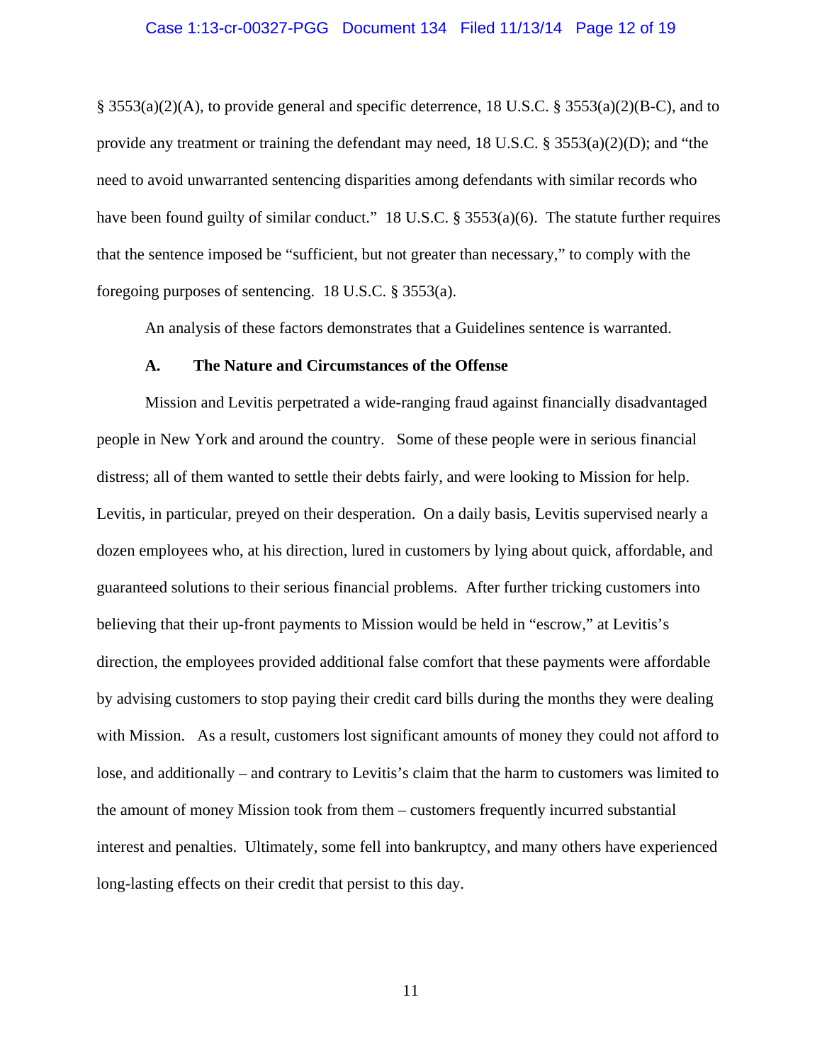§ 3553(a)(2)(A), to provide general and specific deterrence, 18 U.S.C. § 3553(a)(2)(B-C), and to provide any treatment or training the defendant may need, 18 U.S.C. § 3553(a)(2)(D); and "the need to avoid unwarranted sentencing disparities among defendants with similar records who have been found guilty of similar conduct." 18 U.S.C. § 3553(a)(6). The statute further requires that the sentence imposed be "sufficient, but not greater than necessary," to comply with the foregoing purposes of sentencing. 18 U.S.C. § 3553(a).

An analysis of these factors demonstrates that a Guidelines sentence is warranted.

### A. The Nature and Circumstances of the Offense

Mission and Levitis perpetrated a wide-ranging fraud against financially disadvantaged people in New York and around the country. Some of these people were in serious financial distress; all of them wanted to settle their debts fairly, and were looking to Mission for help. Levitis, in particular, preyed on their desperation. On a daily basis, Levitis supervised nearly a dozen employees who, at his direction, lured in customers by lying about quick, affordable, and guaranteed solutions to their serious financial problems. After further tricking customers into believing that their up-front payments to Mission would be held in "escrow," at Levitis's direction, the employees provided additional false comfort that these payments were affordable by advising customers to stop paying their credit card bills during the months they were dealing with Mission. As a result, customers lost significant amounts of money they could not afford to lose, and additionally – and contrary to Levitis's claim that the harm to customers was limited to the amount of money Mission took from them – customers frequently incurred substantial interest and penalties. Ultimately, some fell into bankruptcy, and many others have experienced long-lasting effects on their credit that persist to this day.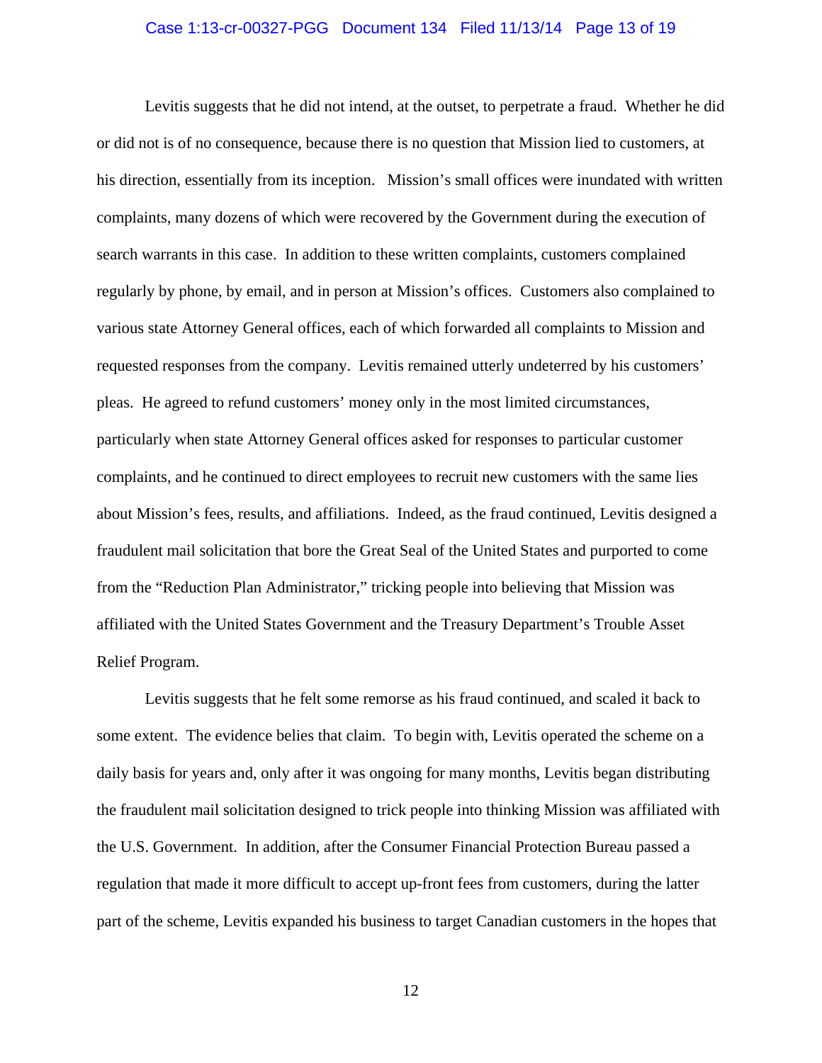Levitis suggests that he did not intend, at the outset, to perpetrate a fraud. Whether he did or did not is of no consequence, because there is no question that Mission lied to customers, at his direction, essentially from its inception. Mission's small offices were inundated with written complaints, many dozens of which were recovered by the Government during the execution of search warrants in this case. In addition to these written complaints, customers complained regularly by phone, by email, and in person at Mission's offices. Customers also complained to various state Attorney General offices, each of which forwarded all complaints to Mission and requested responses from the company. Levitis remained utterly undeterred by his customers' pleas. He agreed to refund customers' money only in the most limited circumstances, particularly when state Attorney General offices asked for responses to particular customer complaints, and he continued to direct employees to recruit new customers with the same lies about Mission's fees, results, and affiliations. Indeed, as the fraud continued, Levitis designed a fraudulent mail solicitation that bore the Great Seal of the United States and purported to come from the "Reduction Plan Administrator," tricking people into believing that Mission was affiliated with the United States Government and the Treasury Department's Trouble Asset Relief Program.

Levitis suggests that he felt some remorse as his fraud continued, and scaled it back to some extent. The evidence belies that claim. To begin with, Levitis operated the scheme on a daily basis for years and, only after it was ongoing for many months, Levitis began distributing the fraudulent mail solicitation designed to trick people into thinking Mission was affiliated with the U.S. Government. In addition, after the Consumer Financial Protection Bureau passed a regulation that made it more difficult to accept up-front fees from customers, during the latter part of the scheme, Levitis expanded his business to target Canadian customers in the hopes that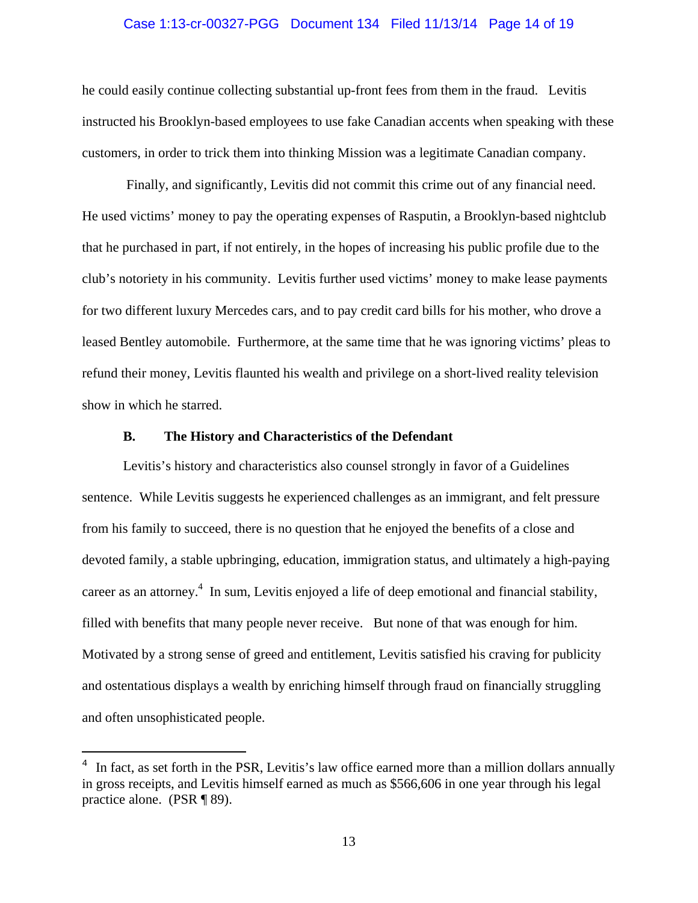he could easily continue collecting substantial up-front fees from them in the fraud. Levitis instructed his Brooklyn-based employees to use fake Canadian accents when speaking with these customers, in order to trick them into thinking Mission was a legitimate Canadian company.

Finally, and significantly, Levitis did not commit this crime out of any financial need. He used victims' money to pay the operating expenses of Rasputin, a Brooklyn-based nightclub that he purchased in part, if not entirely, in the hopes of increasing his public profile due to the club's notoriety in his community. Levitis further used victims' money to make lease payments for two different luxury Mercedes cars, and to pay credit card bills for his mother, who drove a leased Bentley automobile. Furthermore, at the same time that he was ignoring victims' pleas to refund their money, Levitis flaunted his wealth and privilege on a short-lived reality television show in which he starred.

### B. The History and Characteristics of the Defendant

Levitis's history and characteristics also counsel strongly in favor of a Guidelines sentence. While Levitis suggests he experienced challenges as an immigrant, and felt pressure from his family to succeed, there is no question that he enjoyed the benefits of a close and devoted family, a stable upbringing, education, immigration status, and ultimately a high-paying career as an attorney.[4] In sum, Levitis enjoyed a life of deep emotional and financial stability, filled with benefits that many people never receive. But none of that was enough for him. Motivated by a strong sense of greed and entitlement, Levitis satisfied his craving for publicity and ostentatious displays a wealth by enriching himself through fraud on financially struggling and often unsophisticated people.

---

[4] In fact, as set forth in the PSR, Levitis's law office earned more than a million dollars annually in gross receipts, and Levitis himself earned as much as $566,606 in one year through his legal practice alone. (PSR ¶ 89).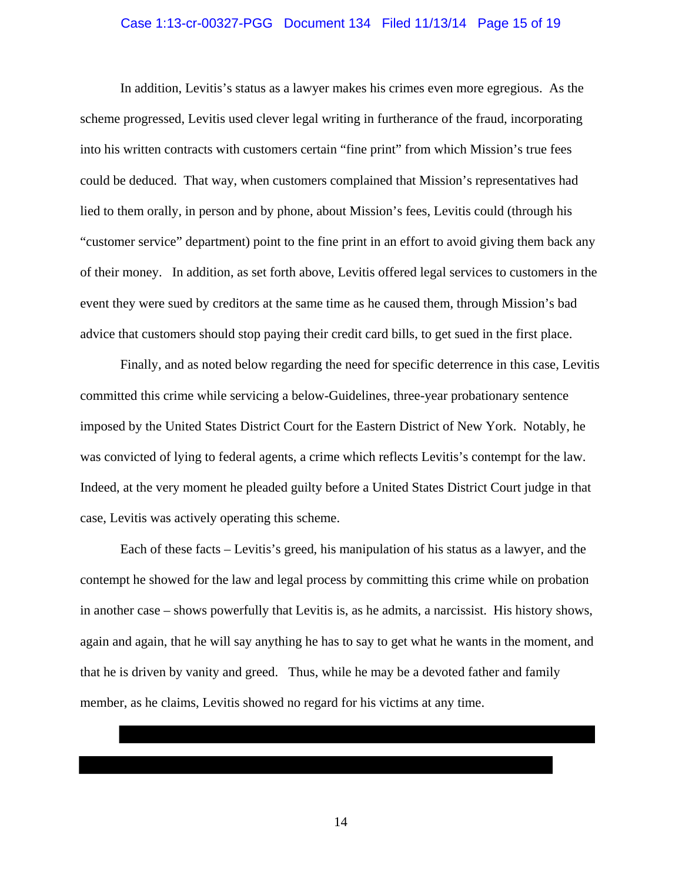In addition, Levitis's status as a lawyer makes his crimes even more egregious. As the scheme progressed, Levitis used clever legal writing in furtherance of the fraud, incorporating into his written contracts with customers certain "fine print" from which Mission's true fees could be deduced. That way, when customers complained that Mission's representatives had lied to them orally, in person and by phone, about Mission's fees, Levitis could (through his "customer service" department) point to the fine print in an effort to avoid giving them back any of their money. In addition, as set forth above, Levitis offered legal services to customers in the event they were sued by creditors at the same time as he caused them, through Mission's bad advice that customers should stop paying their credit card bills, to get sued in the first place.

Finally, and as noted below regarding the need for specific deterrence in this case, Levitis committed this crime while servicing a below-Guidelines, three-year probationary sentence imposed by the United States District Court for the Eastern District of New York. Notably, he was convicted of lying to federal agents, a crime which reflects Levitis's contempt for the law. Indeed, at the very moment he pleaded guilty before a United States District Court judge in that case, Levitis was actively operating this scheme.

Each of these facts – Levitis's greed, his manipulation of his status as a lawyer, and the contempt he showed for the law and legal process by committing this crime while on probation in another case – shows powerfully that Levitis is, as he admits, a narcissist. His history shows, again and again, that he will say anything he has to say to get what he wants in the moment, and that he is driven by vanity and greed. Thus, while he may be a devoted father and family member, as he claims, Levitis showed no regard for his victims at any time.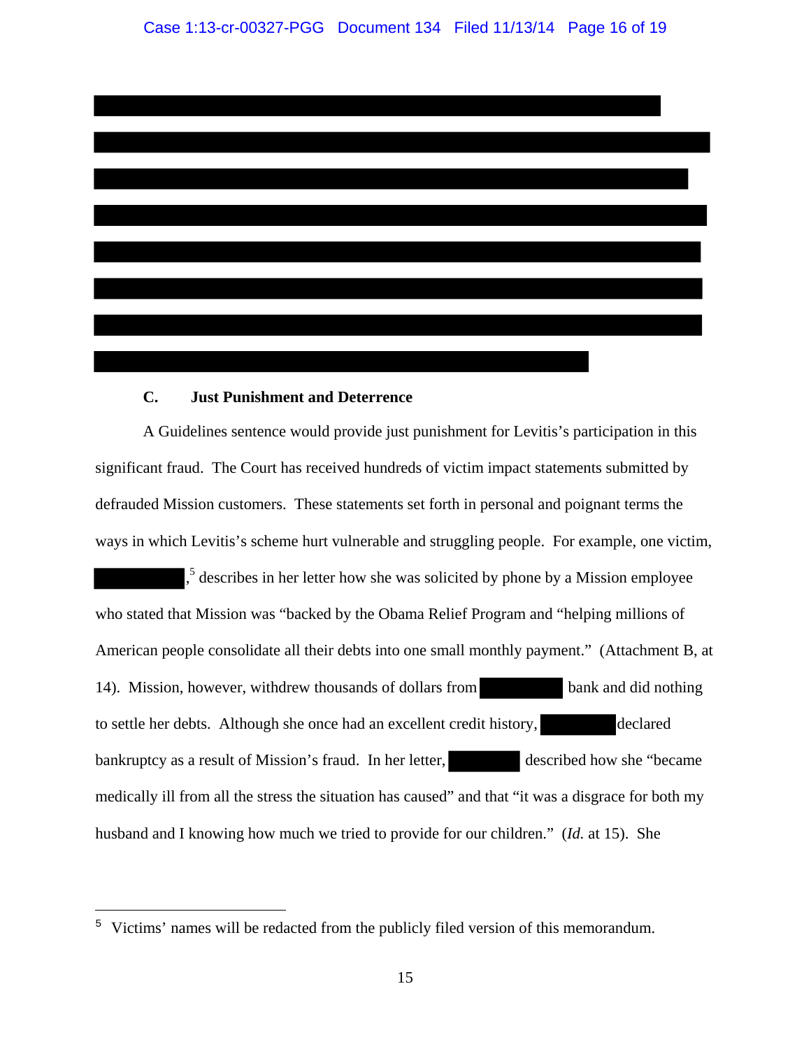### C. Just Punishment and Deterrence

A Guidelines sentence would provide just punishment for Levitis's participation in this significant fraud. The Court has received hundreds of victim impact statements submitted by defrauded Mission customers. These statements set forth in personal and poignant terms the ways in which Levitis's scheme hurt vulnerable and struggling people. For example, one victim, ██████,[5] describes in her letter how she was solicited by phone by a Mission employee who stated that Mission was "backed by the Obama Relief Program and "helping millions of American people consolidate all their debts into one small monthly payment." (Attachment B, at 14). Mission, however, withdrew thousands of dollars from ██████ bank and did nothing to settle her debts. Although she once had an excellent credit history, ██████ declared bankruptcy as a result of Mission's fraud. In her letter, ██████ described how she "became medically ill from all the stress the situation has caused" and that "it was a disgrace for both my husband and I knowing how much we tried to provide for our children." (*Id.* at 15). She

---

[5] Victims' names will be redacted from the publicly filed version of this memorandum.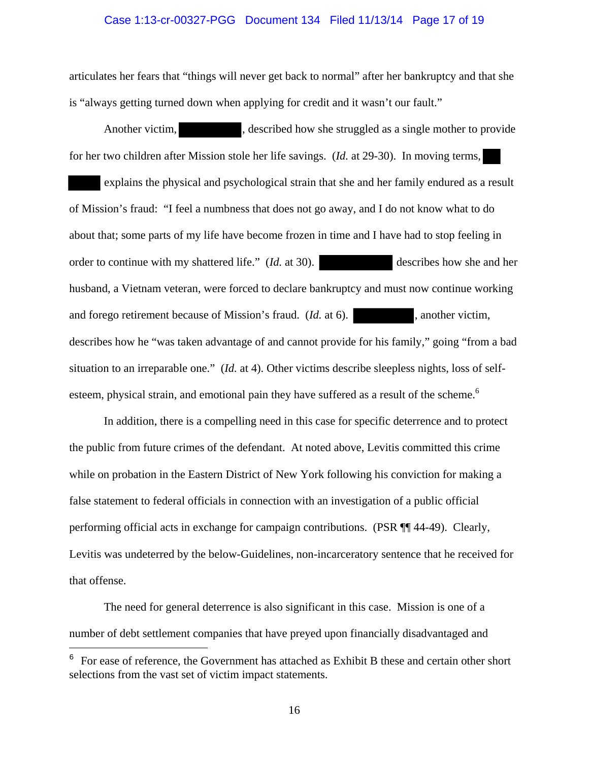articulates her fears that "things will never get back to normal" after her bankruptcy and that she is "always getting turned down when applying for credit and it wasn't our fault."

Another victim, ██████████, described how she struggled as a single mother to provide for her two children after Mission stole her life savings. (*Id.* at 29-30). In moving terms, ███ █████ explains the physical and psychological strain that she and her family endured as a result of Mission's fraud: "I feel a numbness that does not go away, and I do not know what to do about that; some parts of my life have become frozen in time and I have had to stop feeling in order to continue with my shattered life." (*Id.* at 30). ████████████ describes how she and her husband, a Vietnam veteran, were forced to declare bankruptcy and must now continue working and forego retirement because of Mission's fraud. (*Id.* at 6). ██████████, another victim, describes how he "was taken advantage of and cannot provide for his family," going "from a bad situation to an irreparable one." (*Id.* at 4). Other victims describe sleepless nights, loss of self-esteem, physical strain, and emotional pain they have suffered as a result of the scheme.[6]

In addition, there is a compelling need in this case for specific deterrence and to protect the public from future crimes of the defendant. At noted above, Levitis committed this crime while on probation in the Eastern District of New York following his conviction for making a false statement to federal officials in connection with an investigation of a public official performing official acts in exchange for campaign contributions. (PSR ¶¶ 44-49). Clearly, Levitis was undeterred by the below-Guidelines, non-incarceratory sentence that he received for that offense.

The need for general deterrence is also significant in this case. Mission is one of a number of debt settlement companies that have preyed upon financially disadvantaged and

---

[6] For ease of reference, the Government has attached as Exhibit B these and certain other short selections from the vast set of victim impact statements.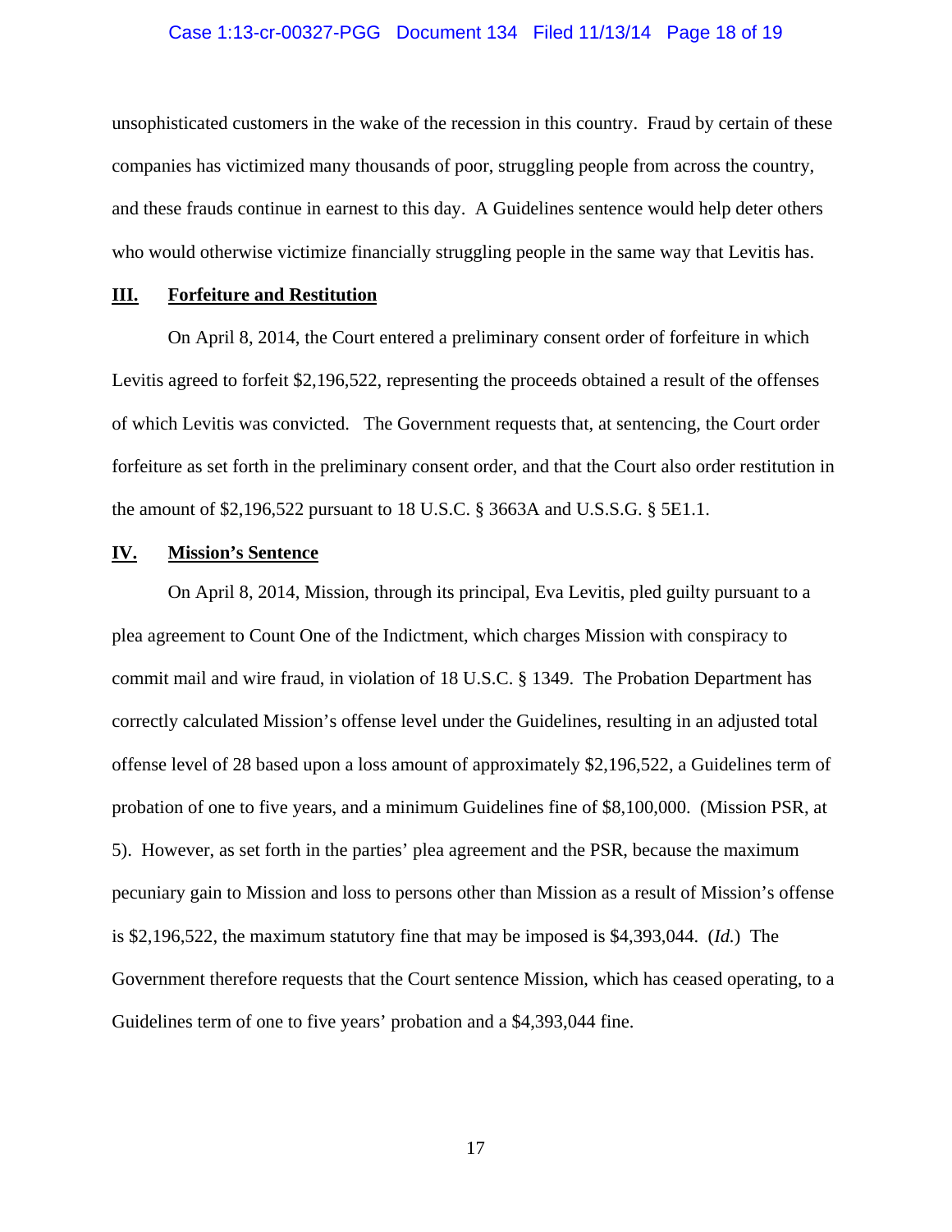unsophisticated customers in the wake of the recession in this country. Fraud by certain of these companies has victimized many thousands of poor, struggling people from across the country, and these frauds continue in earnest to this day. A Guidelines sentence would help deter others who would otherwise victimize financially struggling people in the same way that Levitis has.

## **III. Forfeiture and Restitution**

On April 8, 2014, the Court entered a preliminary consent order of forfeiture in which Levitis agreed to forfeit $2,196,522, representing the proceeds obtained a result of the offenses of which Levitis was convicted. The Government requests that, at sentencing, the Court order forfeiture as set forth in the preliminary consent order, and that the Court also order restitution in the amount of $2,196,522 pursuant to 18 U.S.C. § 3663A and U.S.S.G. § 5E1.1.

## **IV. Mission's Sentence**

On April 8, 2014, Mission, through its principal, Eva Levitis, pled guilty pursuant to a plea agreement to Count One of the Indictment, which charges Mission with conspiracy to commit mail and wire fraud, in violation of 18 U.S.C. § 1349. The Probation Department has correctly calculated Mission's offense level under the Guidelines, resulting in an adjusted total offense level of 28 based upon a loss amount of approximately $2,196,522, a Guidelines term of probation of one to five years, and a minimum Guidelines fine of $8,100,000. (Mission PSR, at 5). However, as set forth in the parties' plea agreement and the PSR, because the maximum pecuniary gain to Mission and loss to persons other than Mission as a result of Mission's offense is $2,196,522, the maximum statutory fine that may be imposed is $4,393,044. (*Id.*) The Government therefore requests that the Court sentence Mission, which has ceased operating, to a Guidelines term of one to five years' probation and a $4,393,044 fine.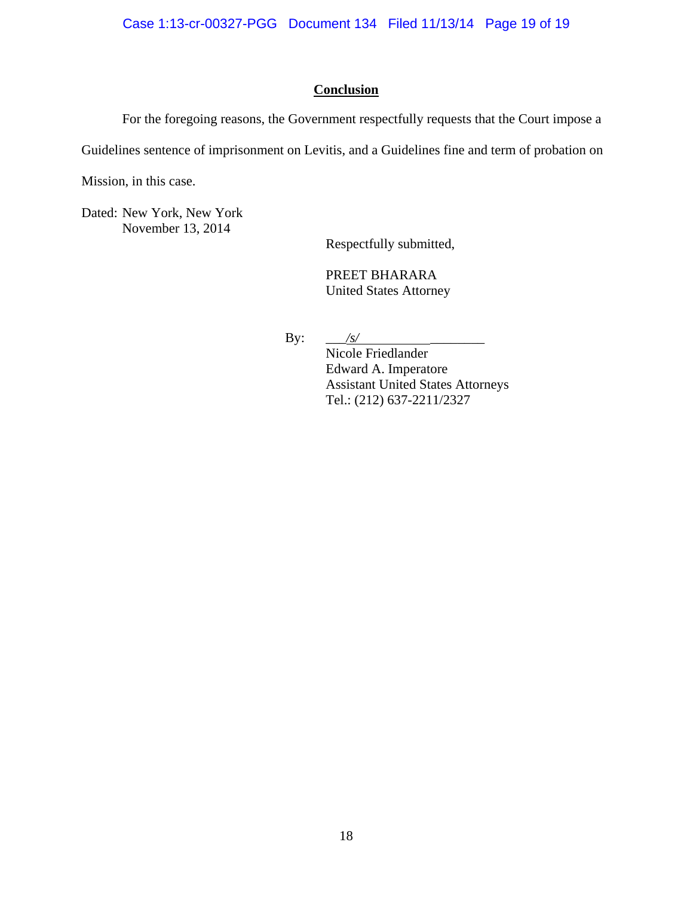## Conclusion

For the foregoing reasons, the Government respectfully requests that the Court impose a Guidelines sentence of imprisonment on Levitis, and a Guidelines fine and term of probation on Mission, in this case.

Dated: New York, New York
November 13, 2014

Respectfully submitted,

PREET BHARARA
United States Attorney

By: ___*/s/*___________________

Nicole Friedlander
Edward A. Imperatore
Assistant United States Attorneys
Tel.: (212) 637-2211/2327